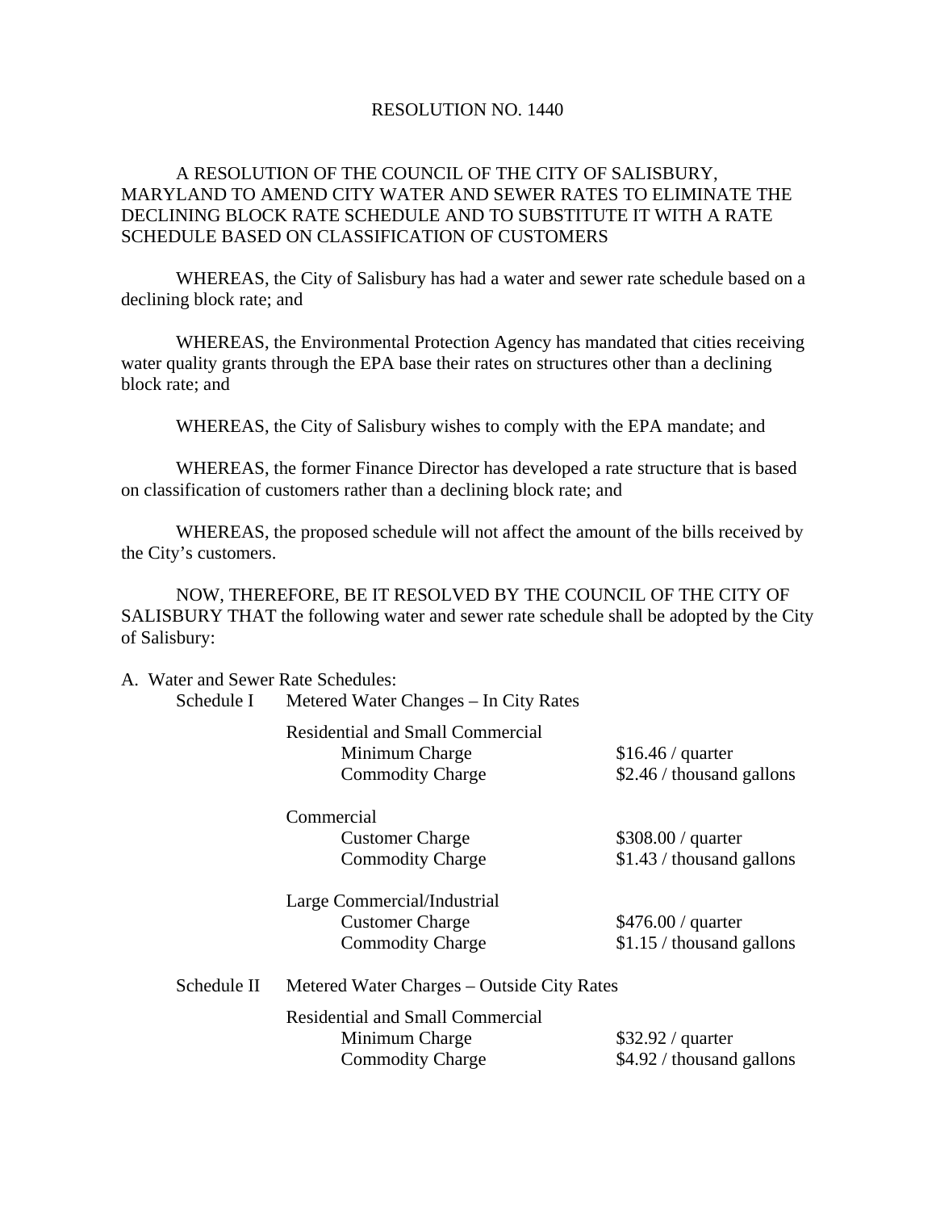RESOLUTION NO. 1440

A RESOLUTION OF THE COUNCIL OF THE CITY OF SALISBURY, MARYLAND TO AMEND CITY WATER AND SEWER RATES TO ELIMINATE THE DECLINING BLOCK RATE SCHEDULE AND TO SUBSTITUTE IT WITH A RATE SCHEDULE BASED ON CLASSIFICATION OF CUSTOMERS

WHEREAS, the City of Salisbury has had a water and sewer rate schedule based on a declining block rate; and

WHEREAS, the Environmental Protection Agency has mandated that cities receiving water quality grants through the EPA base their rates on structures other than a declining block rate; and

WHEREAS, the City of Salisbury wishes to comply with the EPA mandate; and

WHEREAS, the former Finance Director has developed a rate structure that is based on classification of customers rather than a declining block rate; and

WHEREAS, the proposed schedule will not affect the amount of the bills received by the City's customers.

NOW, THEREFORE, BE IT RESOLVED BY THE COUNCIL OF THE CITY OF SALISBURY THAT the following water and sewer rate schedule shall be adopted by the City of Salisbury:

A. Water and Sewer Rate Schedules:

Schedule I — Metered Water Changes – In City Rates

Residential and Small Commercial
- Minimum Charge — $16.46 / quarter
- Commodity Charge — $2.46 / thousand gallons

Commercial
- Customer Charge — $308.00 / quarter
- Commodity Charge — $1.43 / thousand gallons

Large Commercial/Industrial
- Customer Charge — $476.00 / quarter
- Commodity Charge — $1.15 / thousand gallons

Schedule II — Metered Water Charges – Outside City Rates

Residential and Small Commercial
- Minimum Charge — $32.92 / quarter
- Commodity Charge — $4.92 / thousand gallons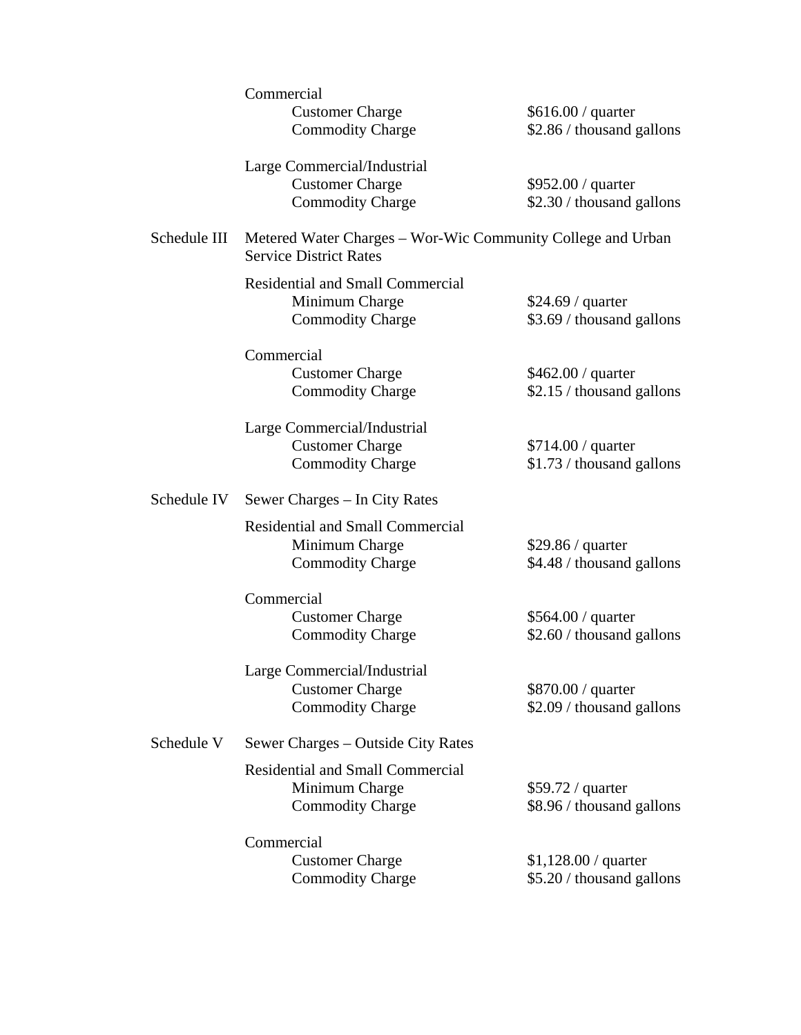Commercial

| | |
|---|---|
| Customer Charge | $616.00 / quarter |
| Commodity Charge | $2.86 / thousand gallons |

Large Commercial/Industrial

| | |
|---|---|
| Customer Charge | $952.00 / quarter |
| Commodity Charge | $2.30 / thousand gallons |

Schedule III Metered Water Charges – Wor-Wic Community College and Urban Service District Rates

Residential and Small Commercial

| | |
|---|---|
| Minimum Charge | $24.69 / quarter |
| Commodity Charge | $3.69 / thousand gallons |

Commercial

| | |
|---|---|
| Customer Charge | $462.00 / quarter |
| Commodity Charge | $2.15 / thousand gallons |

Large Commercial/Industrial

| | |
|---|---|
| Customer Charge | $714.00 / quarter |
| Commodity Charge | $1.73 / thousand gallons |

Schedule IV Sewer Charges – In City Rates

Residential and Small Commercial

| | |
|---|---|
| Minimum Charge | $29.86 / quarter |
| Commodity Charge | $4.48 / thousand gallons |

Commercial

| | |
|---|---|
| Customer Charge | $564.00 / quarter |
| Commodity Charge | $2.60 / thousand gallons |

Large Commercial/Industrial

| | |
|---|---|
| Customer Charge | $870.00 / quarter |
| Commodity Charge | $2.09 / thousand gallons |

Schedule V Sewer Charges – Outside City Rates

Residential and Small Commercial

| | |
|---|---|
| Minimum Charge | $59.72 / quarter |
| Commodity Charge | $8.96 / thousand gallons |

Commercial

| | |
|---|---|
| Customer Charge | $1,128.00 / quarter |
| Commodity Charge | $5.20 / thousand gallons |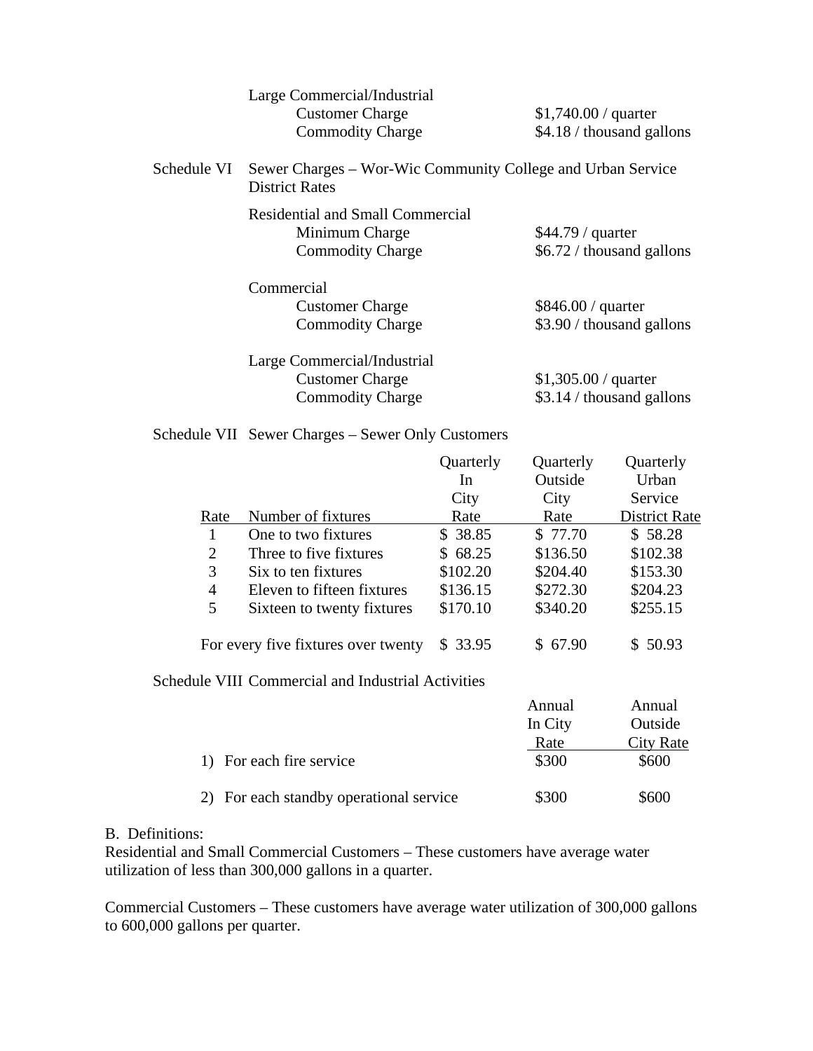Large Commercial/Industrial

| | |
|---|---|
| Customer Charge | $1,740.00 / quarter |
| Commodity Charge | $4.18 / thousand gallons |

Schedule VI Sewer Charges – Wor-Wic Community College and Urban Service District Rates

Residential and Small Commercial

| | |
|---|---|
| Minimum Charge | $44.79 / quarter |
| Commodity Charge | $6.72 / thousand gallons |

Commercial

| | |
|---|---|
| Customer Charge | $846.00 / quarter |
| Commodity Charge | $3.90 / thousand gallons |

Large Commercial/Industrial

| | |
|---|---|
| Customer Charge | $1,305.00 / quarter |
| Commodity Charge | $3.14 / thousand gallons |

Schedule VII Sewer Charges – Sewer Only Customers

| Rate | Number of fixtures | Quarterly In City Rate | Quarterly Outside City Rate | Quarterly Urban Service District Rate |
|---|---|---|---|---|
| 1 | One to two fixtures | $ 38.85 | $ 77.70 | $ 58.28 |
| 2 | Three to five fixtures | $ 68.25 | $136.50 | $102.38 |
| 3 | Six to ten fixtures | $102.20 | $204.40 | $153.30 |
| 4 | Eleven to fifteen fixtures | $136.15 | $272.30 | $204.23 |
| 5 | Sixteen to twenty fixtures | $170.10 | $340.20 | $255.15 |
| | For every five fixtures over twenty | $ 33.95 | $ 67.90 | $ 50.93 |

Schedule VIII Commercial and Industrial Activities

| | Annual In City Rate | Annual Outside City Rate |
|---|---|---|
| 1) For each fire service | $300 | $600 |
| 2) For each standby operational service | $300 | $600 |

B. Definitions:

Residential and Small Commercial Customers – These customers have average water utilization of less than 300,000 gallons in a quarter.

Commercial Customers – These customers have average water utilization of 300,000 gallons to 600,000 gallons per quarter.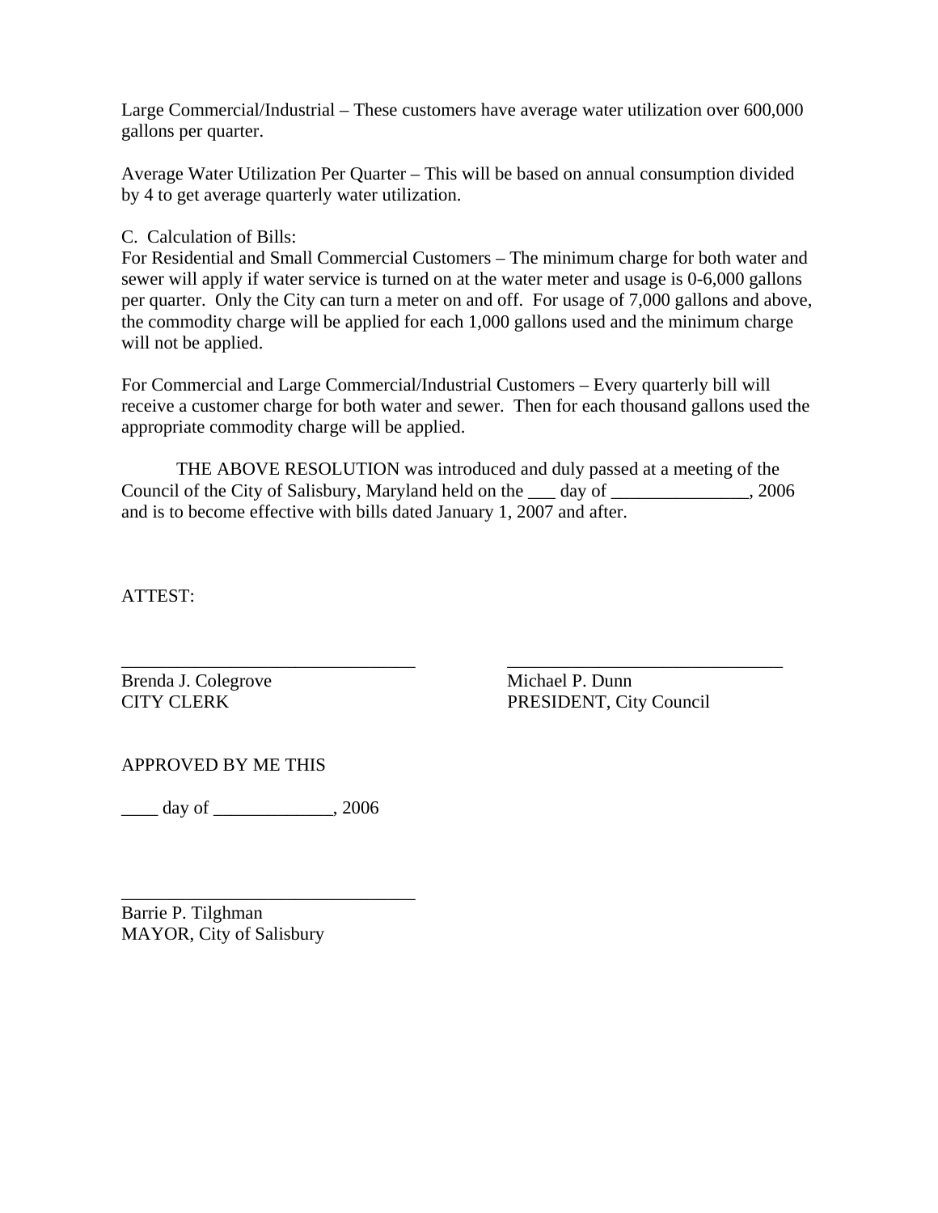Large Commercial/Industrial – These customers have average water utilization over 600,000 gallons per quarter.

Average Water Utilization Per Quarter – This will be based on annual consumption divided by 4 to get average quarterly water utilization.

C. Calculation of Bills:
For Residential and Small Commercial Customers – The minimum charge for both water and sewer will apply if water service is turned on at the water meter and usage is 0-6,000 gallons per quarter. Only the City can turn a meter on and off. For usage of 7,000 gallons and above, the commodity charge will be applied for each 1,000 gallons used and the minimum charge will not be applied.

For Commercial and Large Commercial/Industrial Customers – Every quarterly bill will receive a customer charge for both water and sewer. Then for each thousand gallons used the appropriate commodity charge will be applied.

THE ABOVE RESOLUTION was introduced and duly passed at a meeting of the Council of the City of Salisbury, Maryland held on the ___ day of _______________, 2006 and is to become effective with bills dated January 1, 2007 and after.

ATTEST:

_________________________________
Brenda J. Colegrove
CITY CLERK

_______________________________
Michael P. Dunn
PRESIDENT, City Council

APPROVED BY ME THIS

____ day of _____________, 2006

_________________________________
Barrie P. Tilghman
MAYOR, City of Salisbury